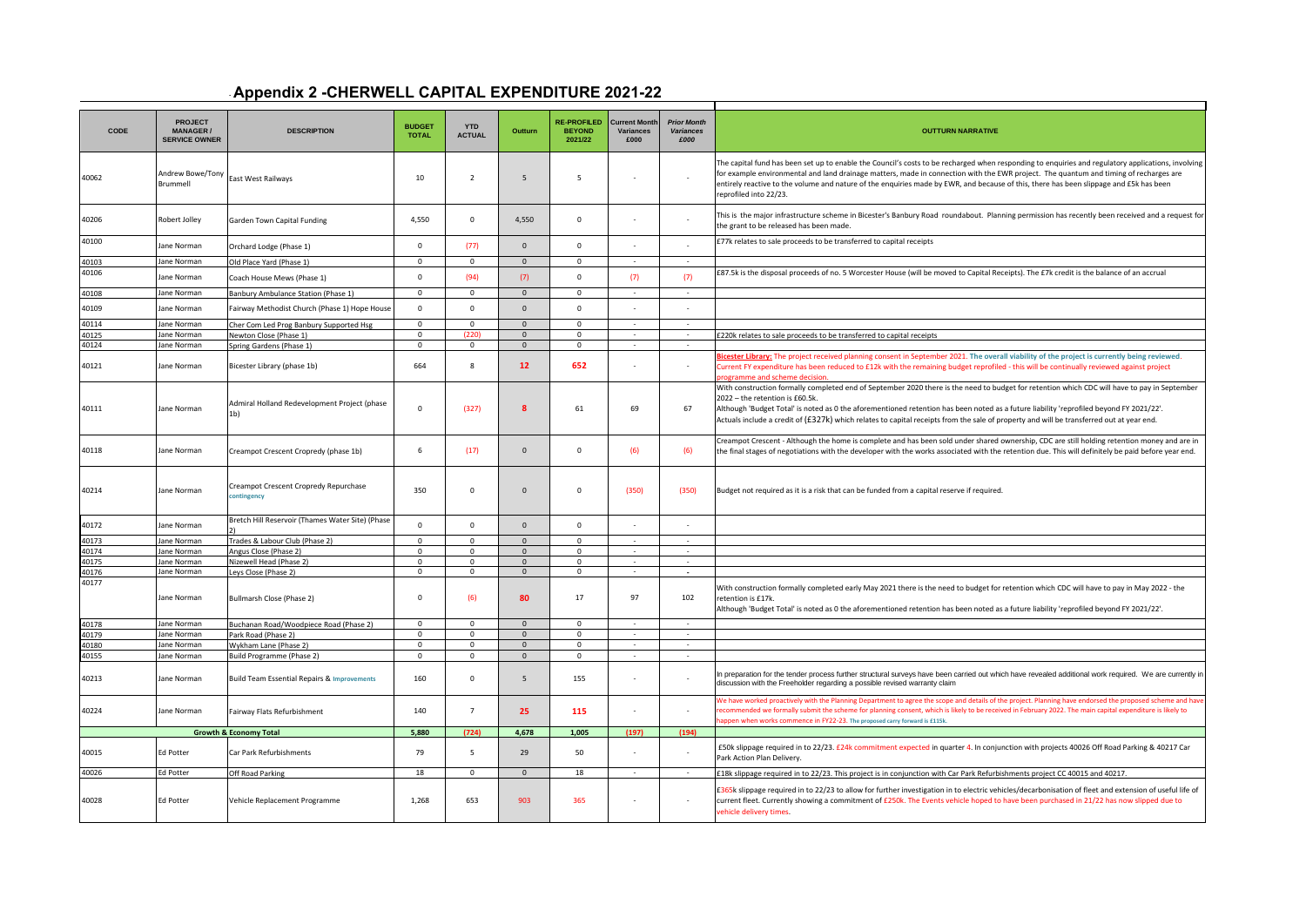# Appendix 2 -CHERWELL CAPITAL EXPENDITURE 2021-22

| CODE | PROJECT MANAGER / SERVICE OWNER | DESCRIPTION | BUDGET TOTAL | YTD ACTUAL | Outturn | RE-PROFILED BEYOND 2021/22 | Current Month Variances £000 | Prior Month Variances £000 | OUTTURN NARRATIVE |
|---|---|---|---|---|---|---|---|---|---|
| 40062 | Andrew Bowe/Tony Brummell | East West Railways | 10 | 2 | 5 | 5 | - | - | The capital fund has been set up to enable the Council's costs to be recharged when responding to enquiries and regulatory applications, involving for example environmental and land drainage matters, made in connection with the EWR project. The quantum and timing of recharges are entirely reactive to the volume and nature of the enquiries made by EWR, and because of this, there has been slippage and £5k has been reprofiled into 22/23. |
| 40206 | Robert Jolley | Garden Town Capital Funding | 4,550 | 0 | 4,550 | 0 | - | - | This is the major infrastructure scheme in Bicester's Banbury Road roundabout. Planning permission has recently been received and a request for the grant to be released has been made. |
| 40100 | Jane Norman | Orchard Lodge (Phase 1) | 0 | (77) | 0 | 0 | - | - | £77k relates to sale proceeds to be transferred to capital receipts |
| 40103 | Jane Norman | Old Place Yard (Phase 1) | 0 | 0 | 0 | 0 | - | - | |
| 40106 | Jane Norman | Coach House Mews (Phase 1) | 0 | (94) | (7) | 0 | (7) | (7) | £87.5k is the disposal proceeds of no. 5 Worcester House (will be moved to Capital Receipts). The £7k credit is the balance of an accrual |
| 40108 | Jane Norman | Banbury Ambulance Station (Phase 1) | 0 | 0 | 0 | 0 | - | - | |
| 40109 | Jane Norman | Fairway Methodist Church (Phase 1) Hope House | 0 | 0 | 0 | 0 | - | - | |
| 40114 | Jane Norman | Cher Com Led Prog Banbury Supported Hsg | 0 | 0 | 0 | 0 | - | - | |
| 40125 | Jane Norman | Newton Close (Phase 1) | 0 | (220) | 0 | 0 | - | - | £220k relates to sale proceeds to be transferred to capital receipts |
| 40124 | Jane Norman | Spring Gardens (Phase 1) | 0 | 0 | 0 | 0 | - | - | |
| 40121 | Jane Norman | Bicester Library (phase 1b) | 664 | 8 | 12 | 652 | - | - | **Bicester Library:** The project received planning consent in September 2021. The overall viability of the project is currently being reviewed. Current FY expenditure has been reduced to £12k with the remaining budget reprofiled - this will be continually reviewed against project programme and scheme decision. |
| 40111 | Jane Norman | Admiral Holland Redevelopment Project (phase 1b) | 0 | (327) | 8 | 61 | 69 | 67 | With construction formally completed end of September 2020 there is the need to budget for retention which CDC will have to pay in September 2022 – the retention is £60.5k. Although 'Budget Total' is noted as 0 the aforementioned retention has been noted as a future liability 'reprofiled beyond FY 2021/22'. Actuals include a credit of (£327k) which relates to capital receipts from the sale of property and will be transferred out at year end. |
| 40118 | Jane Norman | Creampot Crescent Cropredy (phase 1b) | 6 | (17) | 0 | 0 | (6) | (6) | Creampot Crescent - Although the home is complete and has been sold under shared ownership, CDC are still holding retention money and are in the final stages of negotiations with the developer with the works associated with the retention due. This will definitely be paid before year end. |
| 40214 | Jane Norman | Creampot Crescent Cropredy Repurchase contingency | 350 | 0 | 0 | 0 | (350) | (350) | Budget not required as it is a risk that can be funded from a capital reserve if required. |
| 40172 | Jane Norman | Bretch Hill Reservoir (Thames Water Site) (Phase 2) | 0 | 0 | 0 | 0 | - | - | |
| 40173 | Jane Norman | Trades & Labour Club (Phase 2) | 0 | 0 | 0 | 0 | - | - | |
| 40174 | Jane Norman | Angus Close (Phase 2) | 0 | 0 | 0 | 0 | - | - | |
| 40175 | Jane Norman | Nizewell Head (Phase 2) | 0 | 0 | 0 | 0 | - | - | |
| 40176 | Jane Norman | Leys Close (Phase 2) | 0 | 0 | 0 | 0 | - | - | |
| 40177 | Jane Norman | Bullmarsh Close (Phase 2) | 0 | (6) | 80 | 17 | 97 | 102 | With construction formally completed early May 2021 there is the need to budget for retention which CDC will have to pay in May 2022 - the retention is £17k. Although 'Budget Total' is noted as 0 the aforementioned retention has been noted as a future liability 'reprofiled beyond FY 2021/22'. |
| 40178 | Jane Norman | Buchanan Road/Woodpiece Road (Phase 2) | 0 | 0 | 0 | 0 | - | - | |
| 40179 | Jane Norman | Park Road (Phase 2) | 0 | 0 | 0 | 0 | - | - | |
| 40180 | Jane Norman | Wykham Lane (Phase 2) | 0 | 0 | 0 | 0 | - | - | |
| 40155 | Jane Norman | Build Programme (Phase 2) | 0 | 0 | 0 | 0 | - | - | |
| 40213 | Jane Norman | Build Team Essential Repairs & Improvements | 160 | 0 | 5 | 155 | - | - | In preparation for the tender process further structural surveys have been carried out which have revealed additional work required. We are currently in discussion with the Freeholder regarding a possible revised warranty claim |
| 40224 | Jane Norman | Fairway Flats Refurbishment | 140 | 7 | 25 | 115 | - | - | We have worked proactively with the Planning Department to agree the scope and details of the project. Planning have endorsed the proposed scheme and have recommended we formally submit the scheme for planning consent, which is likely to be received in February 2022. The main capital expenditure is likely to happen when works commence in FY22-23. The proposed carry forward is £115k. |
| | | **Growth & Economy Total** | **5,880** | **(724)** | **4,678** | **1,005** | **(197)** | **(194)** | |
| 40015 | Ed Potter | Car Park Refurbishments | 79 | 5 | 29 | 50 | - | - | £50k slippage required in to 22/23. £24k commitment expected in quarter 4. In conjunction with projects 40026 Off Road Parking & 40217 Car Park Action Plan Delivery. |
| 40026 | Ed Potter | Off Road Parking | 18 | 0 | 0 | 18 | - | - | £18k slippage required in to 22/23. This project is in conjunction with Car Park Refurbishments project CC 40015 and 40217. |
| 40028 | Ed Potter | Vehicle Replacement Programme | 1,268 | 653 | 903 | 365 | - | - | £365k slippage required in to 22/23 to allow for further investigation in to electric vehicles/decarbonisation of fleet and extension of useful life of current fleet. Currently showing a commitment of £250k. The Events vehicle hoped to have been purchased in 21/22 has now slipped due to vehicle delivery times. |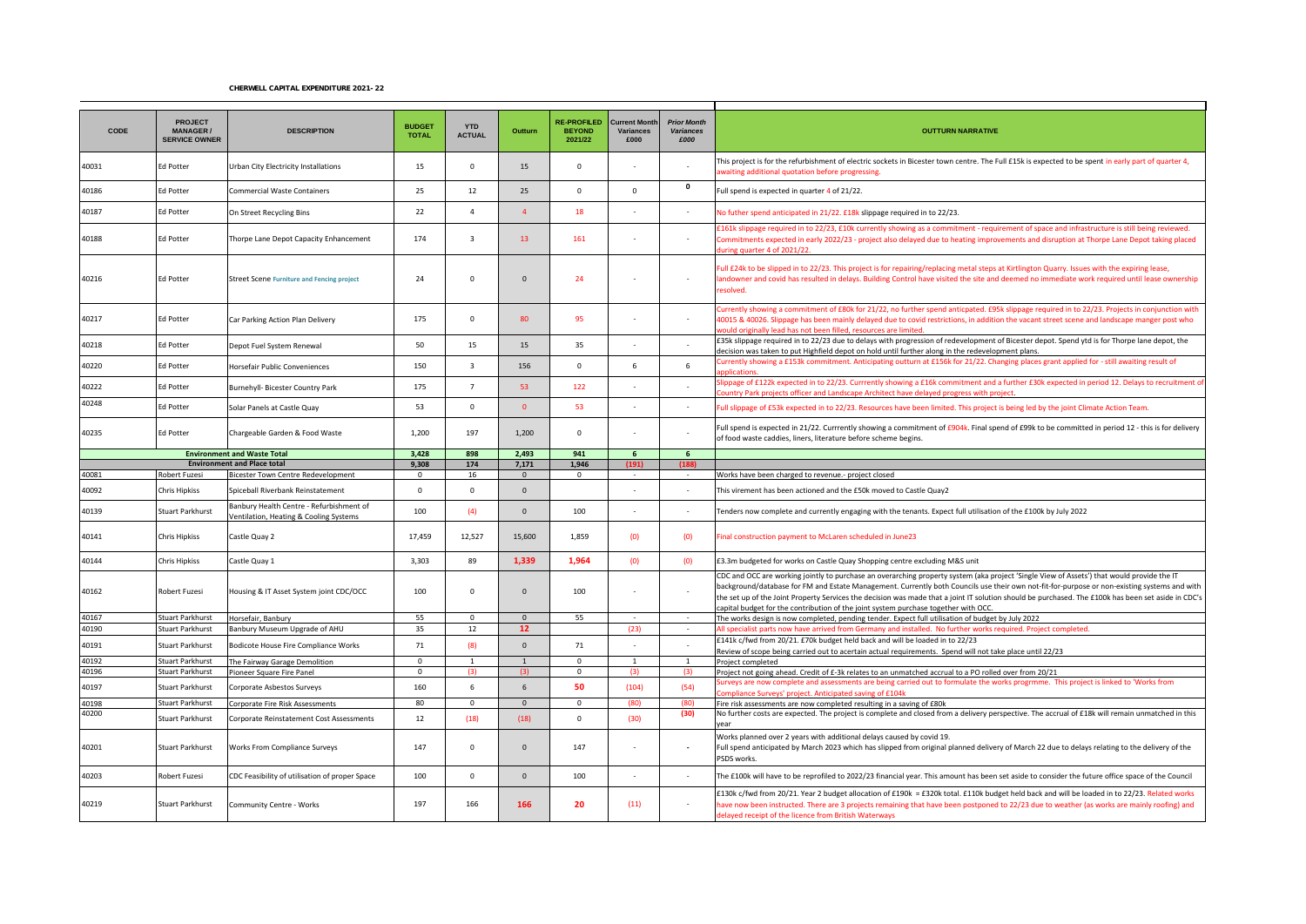**CHERWELL CAPITAL EXPENDITURE 2021- 22**

| CODE | PROJECT MANAGER / SERVICE OWNER | DESCRIPTION | BUDGET TOTAL | YTD ACTUAL | Outturn | RE-PROFILED BEYOND 2021/22 | Current Month Variances £000 | Prior Month Variances £000 | OUTTURN NARRATIVE |
|---|---|---|---|---|---|---|---|---|---|
| 40031 | Ed Potter | Urban City Electricity Installations | 15 | 0 | 15 | 0 | - | - | This project is for the refurbishment of electric sockets in Bicester town centre. The Full £15k is expected to be spent in early part of quarter 4, awaiting additional quotation before progressing. |
| 40186 | Ed Potter | Commercial Waste Containers | 25 | 12 | 25 | 0 | 0 | 0 | Full spend is expected in quarter 4 of 21/22. |
| 40187 | Ed Potter | On Street Recycling Bins | 22 | 4 | 4 | 18 | - | - | No futher spend anticipated in 21/22. £18k slippage required in to 22/23. |
| 40188 | Ed Potter | Thorpe Lane Depot Capacity Enhancement | 174 | 3 | 13 | 161 | - | - | £161k slippage required in to 22/23, £10k currently showing as a commitment - requirement of space and infrastructure is still being reviewed. Commitments expected in early 2022/23 - project also delayed due to heating improvements and disruption at Thorpe Lane Depot taking placed during quarter 4 of 2021/22. |
| 40216 | Ed Potter | Street Scene Furniture and Fencing project | 24 | 0 | 0 | 24 | - | - | Full £24k to be slipped in to 22/23. This project is for repairing/replacing metal steps at Kirtlington Quarry. Issues with the expiring lease, landowner and covid has resulted in delays. Building Control have visited the site and deemed no immediate work required until lease ownership resolved. |
| 40217 | Ed Potter | Car Parking Action Plan Delivery | 175 | 0 | 80 | 95 | - | - | Currently showing a commitment of £80k for 21/22, no further spend anticpated. £95k slippage required in to 22/23. Projects in conjunction with 40015 & 40026. Slippage has been mainly delayed due to covid restrictions, in addition the vacant street scene and landscape manger post who would originally lead has not been filled, resources are limited. |
| 40218 | Ed Potter | Depot Fuel System Renewal | 50 | 15 | 15 | 35 | - | - | £35k slippage required in to 22/23 due to delays with progression of redevelopment of Bicester depot. Spend ytd is for Thorpe lane depot, the decision was taken to put Highfield depot on hold until further along in the redevelopment plans. |
| 40220 | Ed Potter | Horsefair Public Conveniences | 150 | 3 | 156 | 0 | 6 | 6 | Currently showing a £153k commitment. Anticipating outturn at £156k for 21/22. Changing places grant applied for - still awaiting result of applications. |
| 40222 | Ed Potter | Burnehyll- Bicester Country Park | 175 | 7 | 53 | 122 | - | - | Slippage of £122k expected in to 22/23. Currrently showing a £16k commitment and a further £30k expected in period 12. Delays to recruitment of Country Park projects officer and Landscape Architect have delayed progress with project. |
| 40248 | Ed Potter | Solar Panels at Castle Quay | 53 | 0 | 0 | 53 | - | - | Full slippage of £53k expected in to 22/23. Resources have been limited. This project is being led by the joint Climate Action Team. |
| 40235 | Ed Potter | Chargeable Garden & Food Waste | 1,200 | 197 | 1,200 | 0 | - | - | Full spend is expected in 21/22. Currrently showing a commitment of £904k. Final spend of £99k to be committed in period 12 - this is for delivery of food waste caddies, liners, literature before scheme begins. |
| | | **Environment and Waste Total** | **3,428** | **898** | **2,493** | **941** | **6** | **6** | |
| | | **Environment and Place total** | **9,308** | **174** | **7,171** | **1,946** | **(191)** | **(188)** | |
| 40081 | Robert Fuzesi | Bicester Town Centre Redevelopment | 0 | 16 | 0 | 0 | - | - | Works have been charged to revenue.- project closed |
| 40092 | Chris Hipkiss | Spiceball Riverbank Reinstatement | 0 | 0 | 0 | | - | - | This virement has been actioned and the £50k moved to Castle Quay2 |
| 40139 | Stuart Parkhurst | Banbury Health Centre - Refurbishment of Ventilation, Heating & Cooling Systems | 100 | (4) | 0 | 100 | - | - | Tenders now complete and currently engaging with the tenants. Expect full utilisation of the £100k by July 2022 |
| 40141 | Chris Hipkiss | Castle Quay 2 | 17,459 | 12,527 | 15,600 | 1,859 | (0) | (0) | Final construction payment to McLaren scheduled in June23 |
| 40144 | Chris Hipkiss | Castle Quay 1 | 3,303 | 89 | 1,339 | 1,964 | (0) | (0) | £3.3m budgeted for works on Castle Quay Shopping centre excluding M&S unit |
| 40162 | Robert Fuzesi | Housing & IT Asset System joint CDC/OCC | 100 | 0 | 0 | 100 | - | - | CDC and OCC are working jointly to purchase an overarching property system (aka project 'Single View of Assets') that would provide the IT background/database for FM and Estate Management. Currently both Councils use their own not-fit-for-purpose or non-existing systems and with the set up of the Joint Property Services the decision was made that a joint IT solution should be purchased. The £100k has been set aside in CDC's capital budget for the contribution of the joint system purchase together with OCC. |
| 40167 | Stuart Parkhurst | Horsefair, Banbury | 55 | 0 | 0 | 55 | - | - | The works design is now completed, pending tender. Expect full utilisation of budget by July 2022 |
| 40190 | Stuart Parkhurst | Banbury Museum Upgrade of AHU | 35 | 12 | 12 | | (23) | - | All specialist parts now have arrived from Germany and installed. No further works required. Project completed. |
| 40191 | Stuart Parkhurst | Bodicote House Fire Compliance Works | 71 | (8) | 0 | 71 | - | - | £141k c/fwd from 20/21. £70k budget held back and will be loaded in to 22/23<br>Review of scope being carried out to acertain actual requirements. Spend will not take place until 22/23 |
| 40192 | Stuart Parkhurst | The Fairway Garage Demolition | 0 | 1 | 1 | 0 | 1 | 1 | Project completed |
| 40196 | Stuart Parkhurst | Pioneer Square Fire Panel | 0 | (3) | (3) | 0 | (3) | (3) | Project not going ahead. Credit of £-3k relates to an unmatched accrual to a PO rolled over from 20/21 |
| 40197 | Stuart Parkhurst | Corporate Asbestos Surveys | 160 | 6 | 6 | 50 | (104) | (54) | Surveys are now complete and assessments are being carried out to formulate the works progrmme. This project is linked to 'Works from Compliance Surveys' project. Anticipated saving of £104k |
| 40198 | Stuart Parkhurst | Corporate Fire Risk Assessments | 80 | 0 | 0 | 0 | (80) | (80) | Fire risk assessments are now completed resulting in a saving of £80k |
| 40200 | Stuart Parkhurst | Corporate Reinstatement Cost Assessments | 12 | (18) | (18) | 0 | (30) | (30) | No further costs are expected. The project is complete and closed from a delivery perspective. The accrual of £18k will remain unmatched in this year |
| 40201 | Stuart Parkhurst | Works From Compliance Surveys | 147 | 0 | 0 | 147 | - | - | Works planned over 2 years with additional delays caused by covid 19.<br>Full spend anticipated by March 2023 which has slipped from original planned delivery of March 22 due to delays relating to the delivery of the PSDS works. |
| 40203 | Robert Fuzesi | CDC Feasibility of utilisation of proper Space | 100 | 0 | 0 | 100 | - | - | The £100k will have to be reprofiled to 2022/23 financial year. This amount has been set aside to consider the future office space of the Council |
| 40219 | Stuart Parkhurst | Community Centre - Works | 197 | 166 | 166 | 20 | (11) | - | £130k c/fwd from 20/21. Year 2 budget allocation of £190k = £320k total. £110k budget held back and will be loaded in to 22/23. Related works have now been instructed. There are 3 projects remaining that have been postponed to 22/23 due to weather (as works are mainly roofing) and delayed receipt of the licence from British Waterways |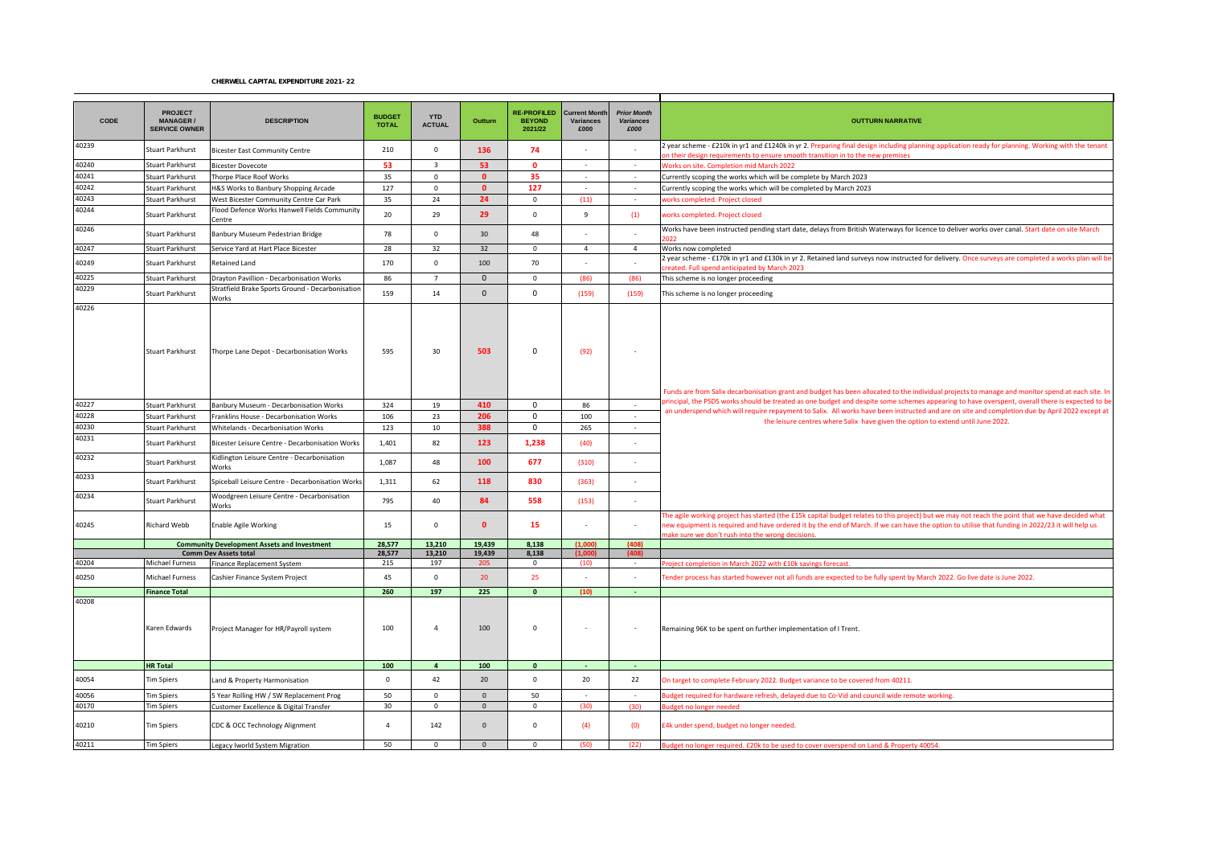**CHERWELL CAPITAL EXPENDITURE 2021- 22**

| CODE | PROJECT MANAGER / SERVICE OWNER | DESCRIPTION | BUDGET TOTAL | YTD ACTUAL | Outturn | RE-PROFILED BEYOND 2021/22 | Current Month Variances £000 | *Prior Month Variances £000* | OUTTURN NARRATIVE |
|---|---|---|---|---|---|---|---|---|---|
| 40239 | Stuart Parkhurst | Bicester East Community Centre | 210 | 0 | 136 | 74 | - | - | 2 year scheme - £210k in yr1 and £1240k in yr 2. Preparing final design including planning application ready for planning. Working with the tenant on their design requirements to ensure smooth transition in to the new premises |
| 40240 | Stuart Parkhurst | Bicester Dovecote | 53 | 3 | 53 | 0 | - | - | Works on site. Completion mid March 2022 |
| 40241 | Stuart Parkhurst | Thorpe Place Roof Works | 35 | 0 | 0 | 35 | - | - | Currently scoping the works which will be complete by March 2023 |
| 40242 | Stuart Parkhurst | H&S Works to Banbury Shopping Arcade | 127 | 0 | 0 | 127 | - | - | Currently scoping the works which will be completed by March 2023 |
| 40243 | Stuart Parkhurst | West Bicester Community Centre Car Park | 35 | 24 | 24 | 0 | (11) | - | works completed. Project closed |
| 40244 | Stuart Parkhurst | Flood Defence Works Hanwell Fields Community Centre | 20 | 29 | 29 | 0 | 9 | (1) | works completed. Project closed |
| 40246 | Stuart Parkhurst | Banbury Museum Pedestrian Bridge | 78 | 0 | 30 | 48 | - | - | Works have been instructed pending start date, delays from British Waterways for licence to deliver works over canal. Start date on site March 2022 |
| 40247 | Stuart Parkhurst | Service Yard at Hart Place Bicester | 28 | 32 | 32 | 0 | 4 | 4 | Works now completed |
| 40249 | Stuart Parkhurst | Retained Land | 170 | 0 | 100 | 70 | - | - | 2 year scheme - £170k in yr1 and £130k in yr 2. Retained land surveys now instructed for delivery. Once surveys are completed a works plan will be created. Full spend anticipated by March 2023 |
| 40225 | Stuart Parkhurst | Drayton Pavillion - Decarbonisation Works | 86 | 7 | 0 | 0 | (86) | (86) | This scheme is no longer proceeding |
| 40229 | Stuart Parkhurst | Stratfield Brake Sports Ground - Decarbonisation Works | 159 | 14 | 0 | 0 | (159) | (159) | This scheme is no longer proceeding |
| 40226 | Stuart Parkhurst | Thorpe Lane Depot - Decarbonisation Works | 595 | 30 | 503 | 0 | (92) | - | Funds are from Salix decarbonisation grant and budget has been allocated to the individual projects to manage and monitor spend at each site. In principal, the PSDS works should be treated as one budget and despite some schemes appearing to have overspent, overall there is expected to be an underspend which will require repayment to Salix. All works have been instructed and are on site and completion due by April 2022 except at the leisure centres where Salix have given the option to extend until June 2022. |
| 40227 | Stuart Parkhurst | Banbury Museum - Decarbonisation Works | 324 | 19 | 410 | 0 | 86 | - | |
| 40228 | Stuart Parkhurst | Franklins House - Decarbonisation Works | 106 | 23 | 206 | 0 | 100 | - | |
| 40230 | Stuart Parkhurst | Whitelands - Decarbonisation Works | 123 | 10 | 388 | 0 | 265 | - | |
| 40231 | Stuart Parkhurst | Bicester Leisure Centre - Decarbonisation Works | 1,401 | 82 | 123 | 1,238 | (40) | - | |
| 40232 | Stuart Parkhurst | Kidlington Leisure Centre - Decarbonisation Works | 1,087 | 48 | 100 | 677 | (310) | - | |
| 40233 | Stuart Parkhurst | Spiceball Leisure Centre - Decarbonisation Works | 1,311 | 62 | 118 | 830 | (363) | - | |
| 40234 | Stuart Parkhurst | Woodgreen Leisure Centre - Decarbonisation Works | 795 | 40 | 84 | 558 | (153) | - | |
| 40245 | Richard Webb | Enable Agile Working | 15 | 0 | 0 | 15 | - | - | The agile working project has started (the £15k capital budget relates to this project) but we may not reach the point that we have decided what new equipment is required and have ordered it by the end of March. If we can have the option to utilise that funding in 2022/23 it will help us make sure we don't rush into the wrong decisions. |
| | | **Community Development Assets and Investment** | **28,577** | **13,210** | **19,439** | **8,138** | **(1,000)** | **(408)** | |
| | | **Comm Dev Assets total** | **28,577** | **13,210** | **19,439** | **8,138** | **(1,000)** | **(408)** | |
| 40204 | Michael Furness | Finance Replacement System | 215 | 197 | 205 | 0 | (10) | - | Project completion in March 2022 with £10k savings forecast. |
| 40250 | Michael Furness | Cashier Finance System Project | 45 | 0 | 20 | 25 | - | - | Tender process has started however not all funds are expected to be fully spent by March 2022. Go live date is June 2022. |
| | **Finance Total** | | **260** | **197** | **225** | **0** | **(10)** | **-** | |
| 40208 | Karen Edwards | Project Manager for HR/Payroll system | 100 | 4 | 100 | 0 | - | - | Remaining 96K to be spent on further implementation of I Trent. |
| | **HR Total** | | **100** | **4** | **100** | **0** | **-** | **-** | |
| 40054 | Tim Spiers | Land & Property Harmonisation | 0 | 42 | 20 | 0 | 20 | 22 | On target to complete February 2022. Budget variance to be covered from 40211. |
| 40056 | Tim Spiers | 5 Year Rolling HW / SW Replacement Prog | 50 | 0 | 0 | 50 | - | - | Budget required for hardware refresh, delayed due to Co-Vid and council wide remote working. |
| 40170 | Tim Spiers | Customer Excellence & Digital Transfer | 30 | 0 | 0 | 0 | (30) | (30) | Budget no longer needed |
| 40210 | Tim Spiers | CDC & OCC Technology Alignment | 4 | 142 | 0 | 0 | (4) | (0) | £4k under spend, budget no longer needed. |
| 40211 | Tim Spiers | Legacy Iworld System Migration | 50 | 0 | 0 | 0 | (50) | (22) | Budget no longer required. £20k to be used to cover overspend on Land & Property 40054. |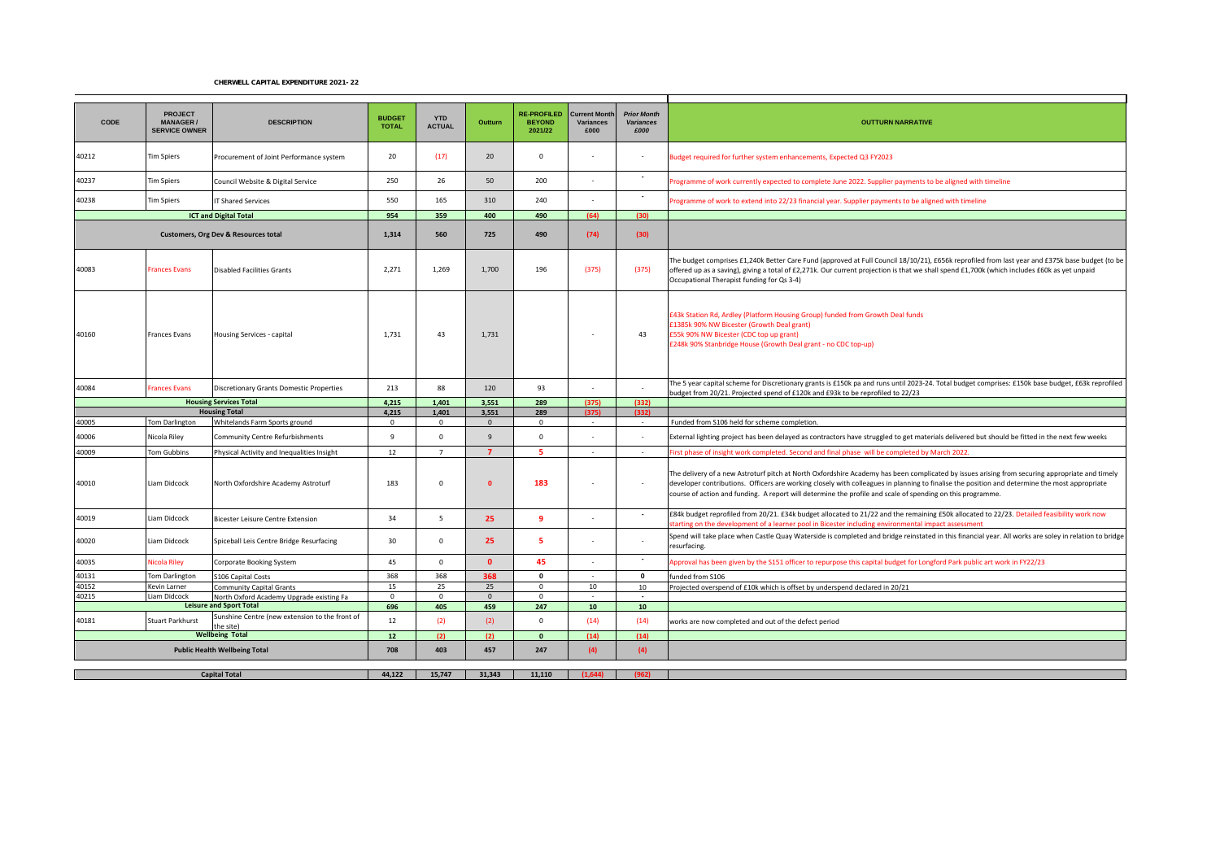**CHERWELL CAPITAL EXPENDITURE 2021- 22**

| CODE | PROJECT MANAGER / SERVICE OWNER | DESCRIPTION | BUDGET TOTAL | YTD ACTUAL | Outturn | RE-PROFILED BEYOND 2021/22 | Current Month Variances £000 | Prior Month Variances £000 | OUTTURN NARRATIVE |
|---|---|---|---|---|---|---|---|---|---|
| 40212 | Tim Spiers | Procurement of Joint Performance system | 20 | (17) | 20 | 0 | - | - | Budget required for further system enhancements, Expected Q3 FY2023 |
| 40237 | Tim Spiers | Council Website & Digital Service | 250 | 26 | 50 | 200 | - | - | Programme of work currently expected to complete June 2022. Supplier payments to be aligned with timeline |
| 40238 | Tim Spiers | IT Shared Services | 550 | 165 | 310 | 240 | - | - | Programme of work to extend into 22/23 financial year. Supplier payments to be aligned with timeline |
| | | **ICT and Digital Total** | **954** | **359** | **400** | **490** | **(64)** | **(30)** | |
| | | **Customers, Org Dev & Resources total** | **1,314** | **560** | **725** | **490** | **(74)** | **(30)** | |
| 40083 | Frances Evans | Disabled Facilities Grants | 2,271 | 1,269 | 1,700 | 196 | (375) | (375) | The budget comprises £1,240k Better Care Fund (approved at Full Council 18/10/21), £656k reprofiled from last year and £375k base budget (to be offered up as a saving), giving a total of £2,271k. Our current projection is that we shall spend £1,700k (which includes £60k as yet unpaid Occupational Therapist funding for Qs 3-4) |
| 40160 | Frances Evans | Housing Services - capital | 1,731 | 43 | 1,731 | | - | 43 | £43k Station Rd, Ardley (Platform Housing Group) funded from Growth Deal funds<br>£1385k 90% NW Bicester (Growth Deal grant)<br>£55k 90% NW Bicester (CDC top up grant)<br>£248k 90% Stanbridge House (Growth Deal grant - no CDC top-up) |
| 40084 | Frances Evans | Discretionary Grants Domestic Properties | 213 | 88 | 120 | 93 | - | - | The 5 year capital scheme for Discretionary grants is £150k pa and runs until 2023-24. Total budget comprises: £150k base budget, £63k reprofiled budget from 20/21. Projected spend of £120k and £93k to be reprofiled to 22/23 |
| | | **Housing Services Total** | **4,215** | **1,401** | **3,551** | **289** | **(375)** | **(332)** | |
| | | **Housing Total** | **4,215** | **1,401** | **3,551** | **289** | **(375)** | **(332)** | |
| 40005 | Tom Darlington | Whitelands Farm Sports ground | 0 | 0 | 0 | 0 | - | - | Funded from S106 held for scheme completion. |
| 40006 | Nicola Riley | Community Centre Refurbishments | 9 | 0 | 9 | 0 | - | - | External lighting project has been delayed as contractors have struggled to get materials delivered but should be fitted in the next few weeks |
| 40009 | Tom Gubbins | Physical Activity and Inequalities Insight | 12 | 7 | 7 | 5 | - | - | First phase of insight work completed. Second and final phase will be completed by March 2022. |
| 40010 | Liam Didcock | North Oxfordshire Academy Astroturf | 183 | 0 | 0 | 183 | - | - | The delivery of a new Astroturf pitch at North Oxfordshire Academy has been complicated by issues arising from securing appropriate and timely developer contributions. Officers are working closely with colleagues in planning to finalise the position and determine the most appropriate course of action and funding. A report will determine the profile and scale of spending on this programme. |
| 40019 | Liam Didcock | Bicester Leisure Centre Extension | 34 | 5 | 25 | 9 | - | - | £84k budget reprofiled from 20/21. £34k budget allocated to 21/22 and the remaining £50k allocated to 22/23. Detailed feasibility work now starting on the development of a learner pool in Bicester including environmental impact assessment |
| 40020 | Liam Didcock | Spiceball Leis Centre Bridge Resurfacing | 30 | 0 | 25 | 5 | - | - | Spend will take place when Castle Quay Waterside is completed and bridge reinstated in this financial year. All works are soley in relation to bridge resurfacing. |
| 40035 | Nicola Riley | Corporate Booking System | 45 | 0 | 0 | 45 | - | - | Approval has been given by the S151 officer to repurpose this capital budget for Longford Park public art work in FY22/23 |
| 40131 | Tom Darlington | S106 Capital Costs | 368 | 368 | 368 | 0 | - | 0 | funded from S106 |
| 40152 | Kevin Larner | Community Capital Grants | 15 | 25 | 25 | 0 | 10 | 10 | Projected overspend of £10k which is offset by underspend declared in 20/21 |
| 40215 | Liam Didcock | North Oxford Academy Upgrade existing Fa | 0 | 0 | 0 | 0 | - | - | |
| | | **Leisure and Sport Total** | **696** | **405** | **459** | **247** | **10** | **10** | |
| 40181 | Stuart Parkhurst | Sunshine Centre (new extension to the front of the site) | 12 | (2) | (2) | 0 | (14) | (14) | works are now completed and out of the defect period |
| | | **Wellbeing Total** | **12** | **(2)** | **(2)** | **0** | **(14)** | **(14)** | |
| | | **Public Health Wellbeing Total** | **708** | **403** | **457** | **247** | **(4)** | **(4)** | |
| | | **Capital Total** | **44,122** | **15,747** | **31,343** | **11,110** | **(1,644)** | **(962)** | |